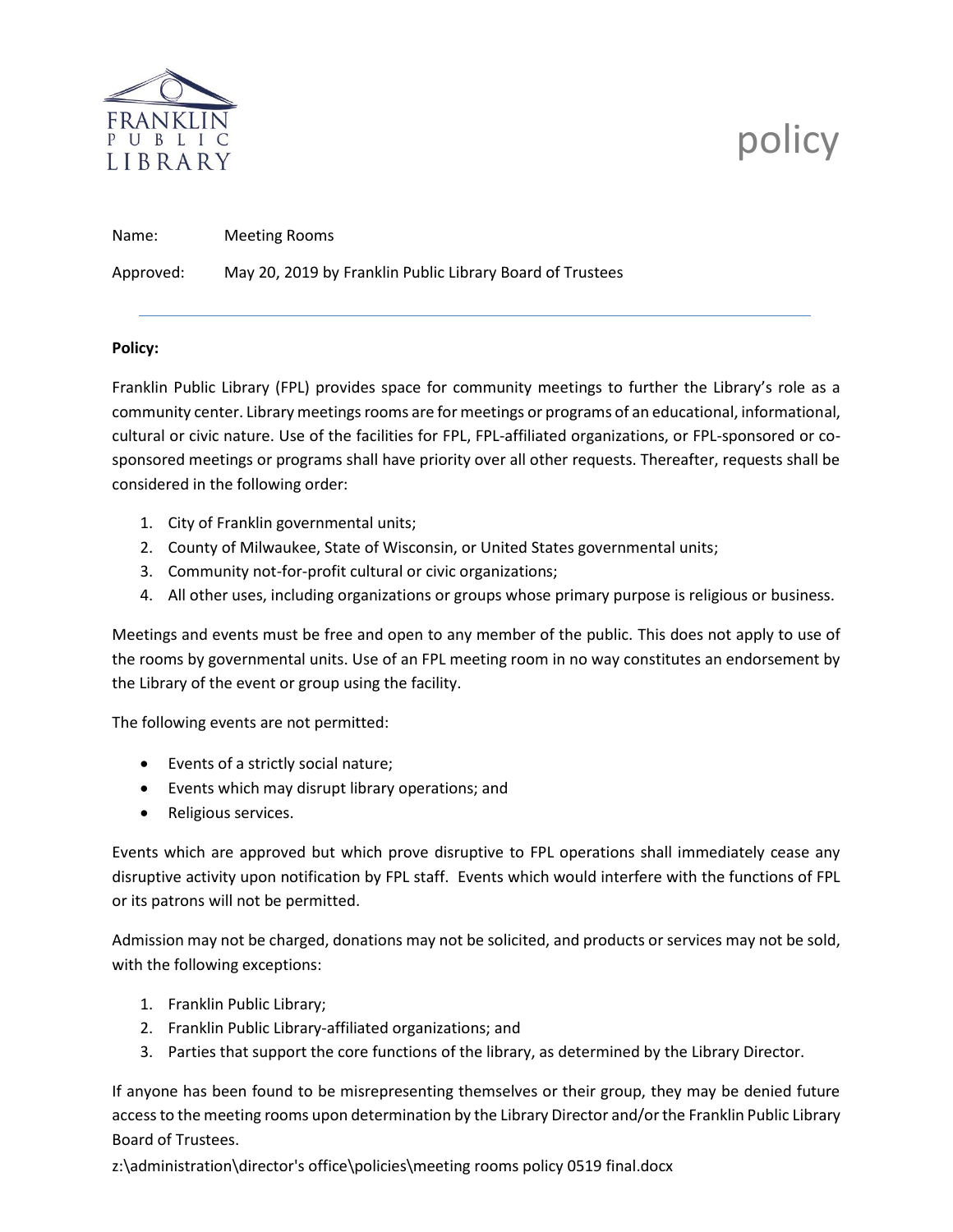FRANKLIN PUBLIC LIBRARY

# policy

Name: Meeting Rooms

Approved: May 20, 2019 by Franklin Public Library Board of Trustees

---

**Policy:**

Franklin Public Library (FPL) provides space for community meetings to further the Library's role as a community center. Library meetings rooms are for meetings or programs of an educational, informational, cultural or civic nature. Use of the facilities for FPL, FPL-affiliated organizations, or FPL-sponsored or co-sponsored meetings or programs shall have priority over all other requests. Thereafter, requests shall be considered in the following order:

1. City of Franklin governmental units;
2. County of Milwaukee, State of Wisconsin, or United States governmental units;
3. Community not-for-profit cultural or civic organizations;
4. All other uses, including organizations or groups whose primary purpose is religious or business.

Meetings and events must be free and open to any member of the public. This does not apply to use of the rooms by governmental units. Use of an FPL meeting room in no way constitutes an endorsement by the Library of the event or group using the facility.

The following events are not permitted:

- Events of a strictly social nature;
- Events which may disrupt library operations; and
- Religious services.

Events which are approved but which prove disruptive to FPL operations shall immediately cease any disruptive activity upon notification by FPL staff. Events which would interfere with the functions of FPL or its patrons will not be permitted.

Admission may not be charged, donations may not be solicited, and products or services may not be sold, with the following exceptions:

1. Franklin Public Library;
2. Franklin Public Library-affiliated organizations; and
3. Parties that support the core functions of the library, as determined by the Library Director.

If anyone has been found to be misrepresenting themselves or their group, they may be denied future access to the meeting rooms upon determination by the Library Director and/or the Franklin Public Library Board of Trustees.

z:\administration\director's office\policies\meeting rooms policy 0519 final.docx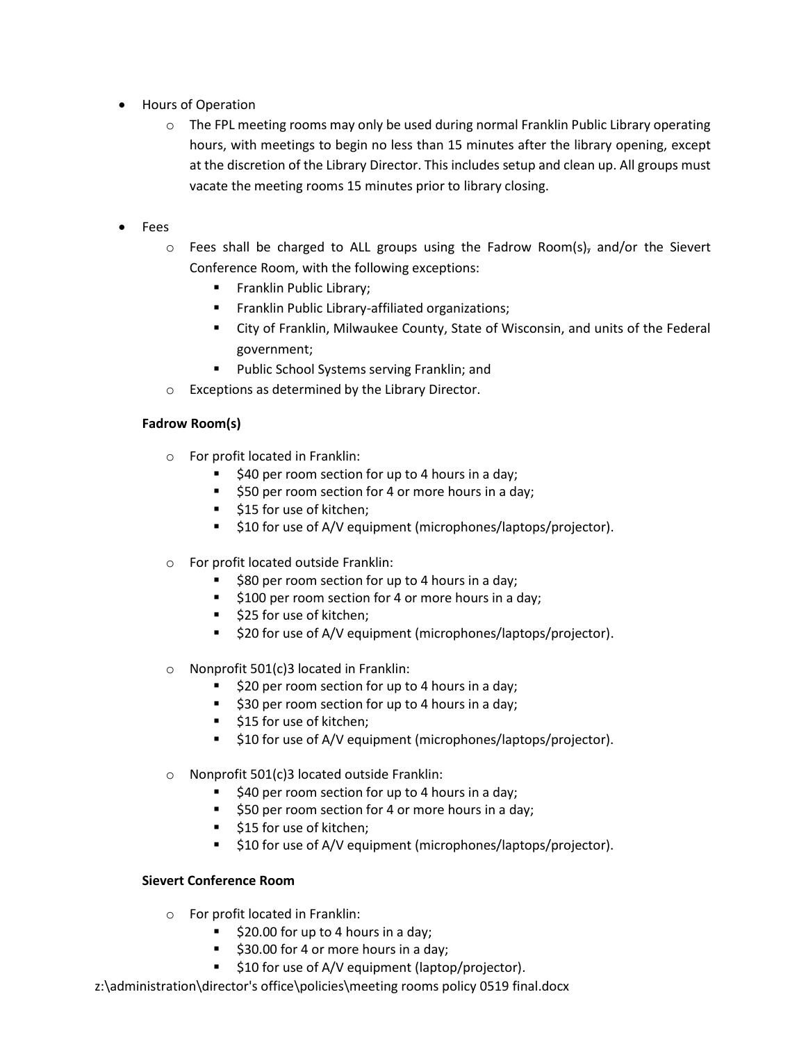- Hours of Operation
  - The FPL meeting rooms may only be used during normal Franklin Public Library operating hours, with meetings to begin no less than 15 minutes after the library opening, except at the discretion of the Library Director. This includes setup and clean up. All groups must vacate the meeting rooms 15 minutes prior to library closing.

- Fees
  - Fees shall be charged to ALL groups using the Fadrow Room(s), and/or the Sievert Conference Room, with the following exceptions:
    - Franklin Public Library;
    - Franklin Public Library-affiliated organizations;
    - City of Franklin, Milwaukee County, State of Wisconsin, and units of the Federal government;
    - Public School Systems serving Franklin; and
  - Exceptions as determined by the Library Director.

**Fadrow Room(s)**

- For profit located in Franklin:
  - $40 per room section for up to 4 hours in a day;
  - $50 per room section for 4 or more hours in a day;
  - $15 for use of kitchen;
  - $10 for use of A/V equipment (microphones/laptops/projector).

- For profit located outside Franklin:
  - $80 per room section for up to 4 hours in a day;
  - $100 per room section for 4 or more hours in a day;
  - $25 for use of kitchen;
  - $20 for use of A/V equipment (microphones/laptops/projector).

- Nonprofit 501(c)3 located in Franklin:
  - $20 per room section for up to 4 hours in a day;
  - $30 per room section for up to 4 hours in a day;
  - $15 for use of kitchen;
  - $10 for use of A/V equipment (microphones/laptops/projector).

- Nonprofit 501(c)3 located outside Franklin:
  - $40 per room section for up to 4 hours in a day;
  - $50 per room section for 4 or more hours in a day;
  - $15 for use of kitchen;
  - $10 for use of A/V equipment (microphones/laptops/projector).

**Sievert Conference Room**

- For profit located in Franklin:
  - $20.00 for up to 4 hours in a day;
  - $30.00 for 4 or more hours in a day;
  - $10 for use of A/V equipment (laptop/projector).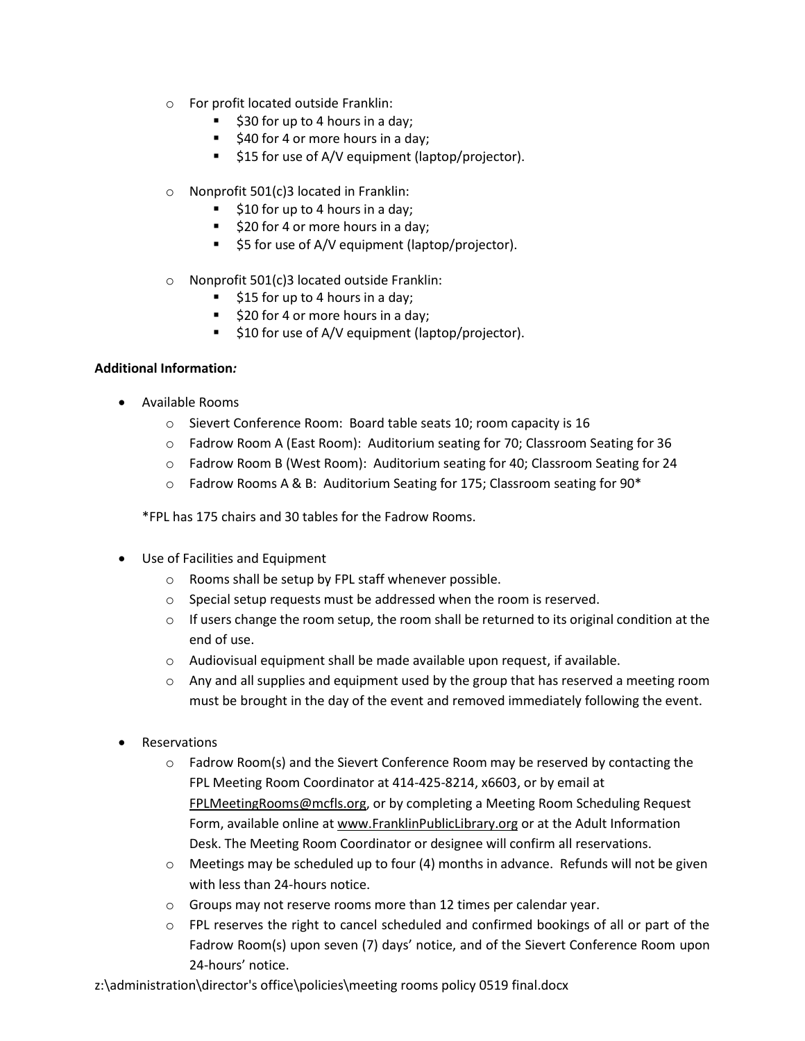- For profit located outside Franklin:
  - $30 for up to 4 hours in a day;
  - $40 for 4 or more hours in a day;
  - $15 for use of A/V equipment (laptop/projector).

- Nonprofit 501(c)3 located in Franklin:
  - $10 for up to 4 hours in a day;
  - $20 for 4 or more hours in a day;
  - $5 for use of A/V equipment (laptop/projector).

- Nonprofit 501(c)3 located outside Franklin:
  - $15 for up to 4 hours in a day;
  - $20 for 4 or more hours in a day;
  - $10 for use of A/V equipment (laptop/projector).

**Additional Information*:***

- Available Rooms
  - Sievert Conference Room: Board table seats 10; room capacity is 16
  - Fadrow Room A (East Room): Auditorium seating for 70; Classroom Seating for 36
  - Fadrow Room B (West Room): Auditorium seating for 40; Classroom Seating for 24
  - Fadrow Rooms A & B: Auditorium Seating for 175; Classroom seating for 90*

  *FPL has 175 chairs and 30 tables for the Fadrow Rooms.

- Use of Facilities and Equipment
  - Rooms shall be setup by FPL staff whenever possible.
  - Special setup requests must be addressed when the room is reserved.
  - If users change the room setup, the room shall be returned to its original condition at the end of use.
  - Audiovisual equipment shall be made available upon request, if available.
  - Any and all supplies and equipment used by the group that has reserved a meeting room must be brought in the day of the event and removed immediately following the event.

- Reservations
  - Fadrow Room(s) and the Sievert Conference Room may be reserved by contacting the FPL Meeting Room Coordinator at 414-425-8214, x6603, or by email at FPLMeetingRooms@mcfls.org, or by completing a Meeting Room Scheduling Request Form, available online at www.FranklinPublicLibrary.org or at the Adult Information Desk. The Meeting Room Coordinator or designee will confirm all reservations.
  - Meetings may be scheduled up to four (4) months in advance. Refunds will not be given with less than 24-hours notice.
  - Groups may not reserve rooms more than 12 times per calendar year.
  - FPL reserves the right to cancel scheduled and confirmed bookings of all or part of the Fadrow Room(s) upon seven (7) days' notice, and of the Sievert Conference Room upon 24-hours' notice.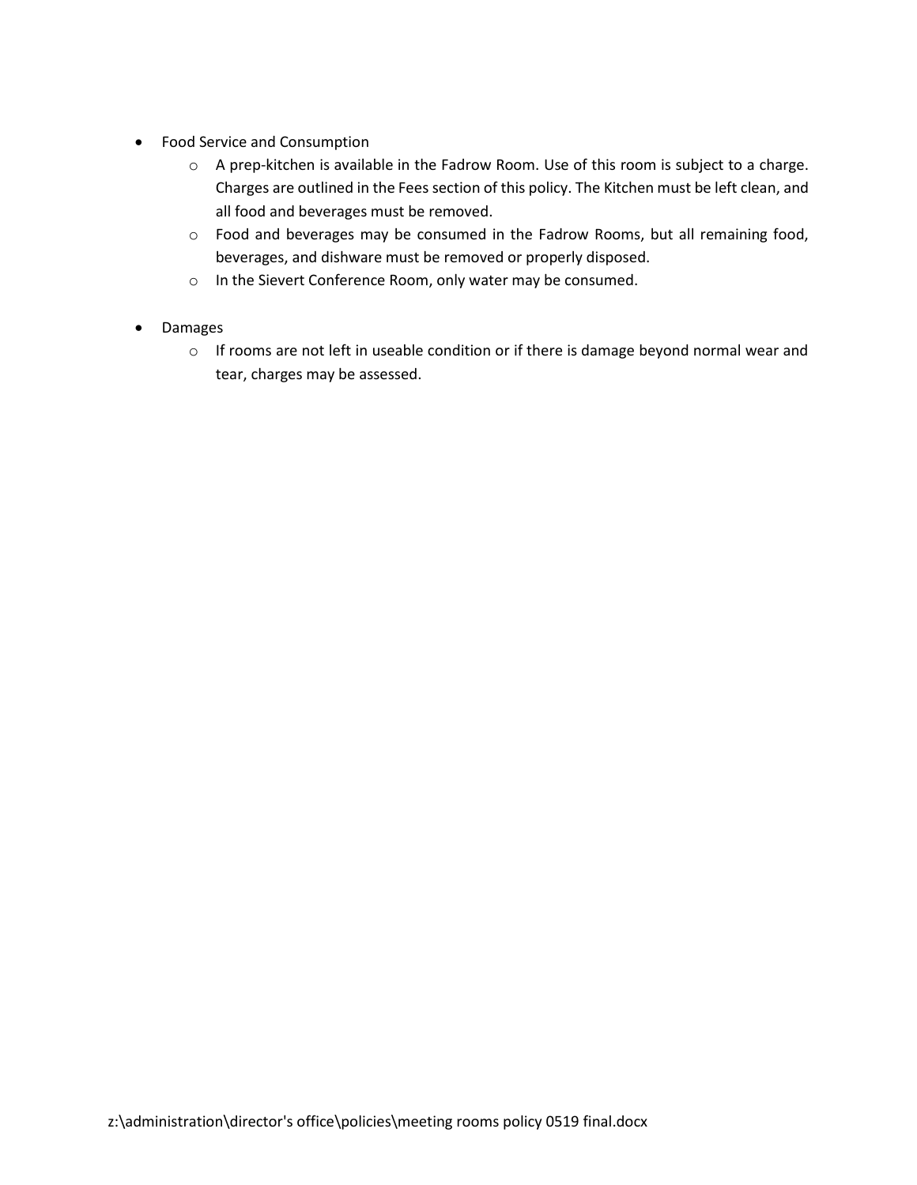- Food Service and Consumption
  - A prep-kitchen is available in the Fadrow Room. Use of this room is subject to a charge. Charges are outlined in the Fees section of this policy. The Kitchen must be left clean, and all food and beverages must be removed.
  - Food and beverages may be consumed in the Fadrow Rooms, but all remaining food, beverages, and dishware must be removed or properly disposed.
  - In the Sievert Conference Room, only water may be consumed.

- Damages
  - If rooms are not left in useable condition or if there is damage beyond normal wear and tear, charges may be assessed.